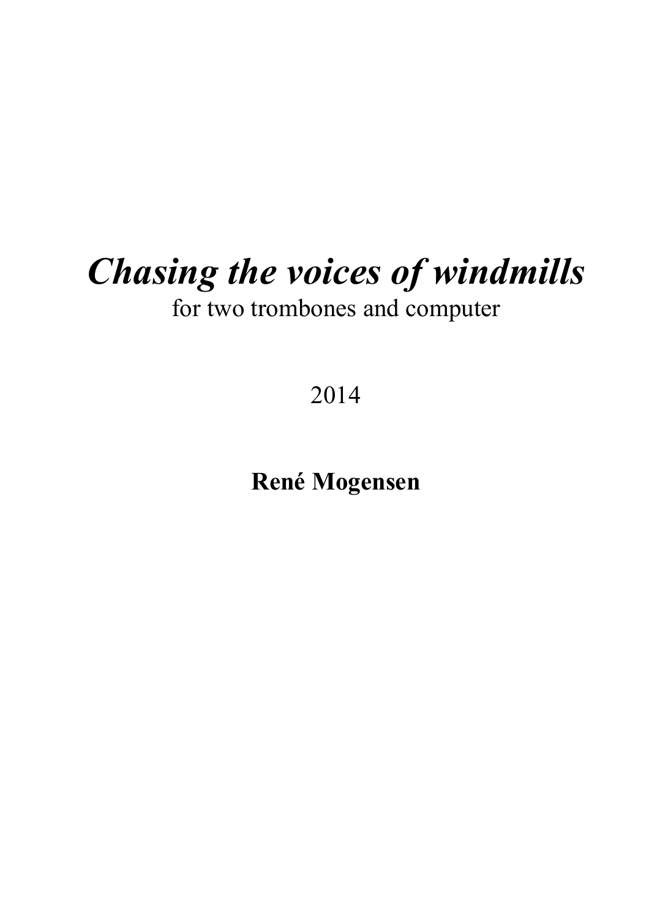# *Chasing the voices of windmills*

for two trombones and computer

2014

**René Mogensen**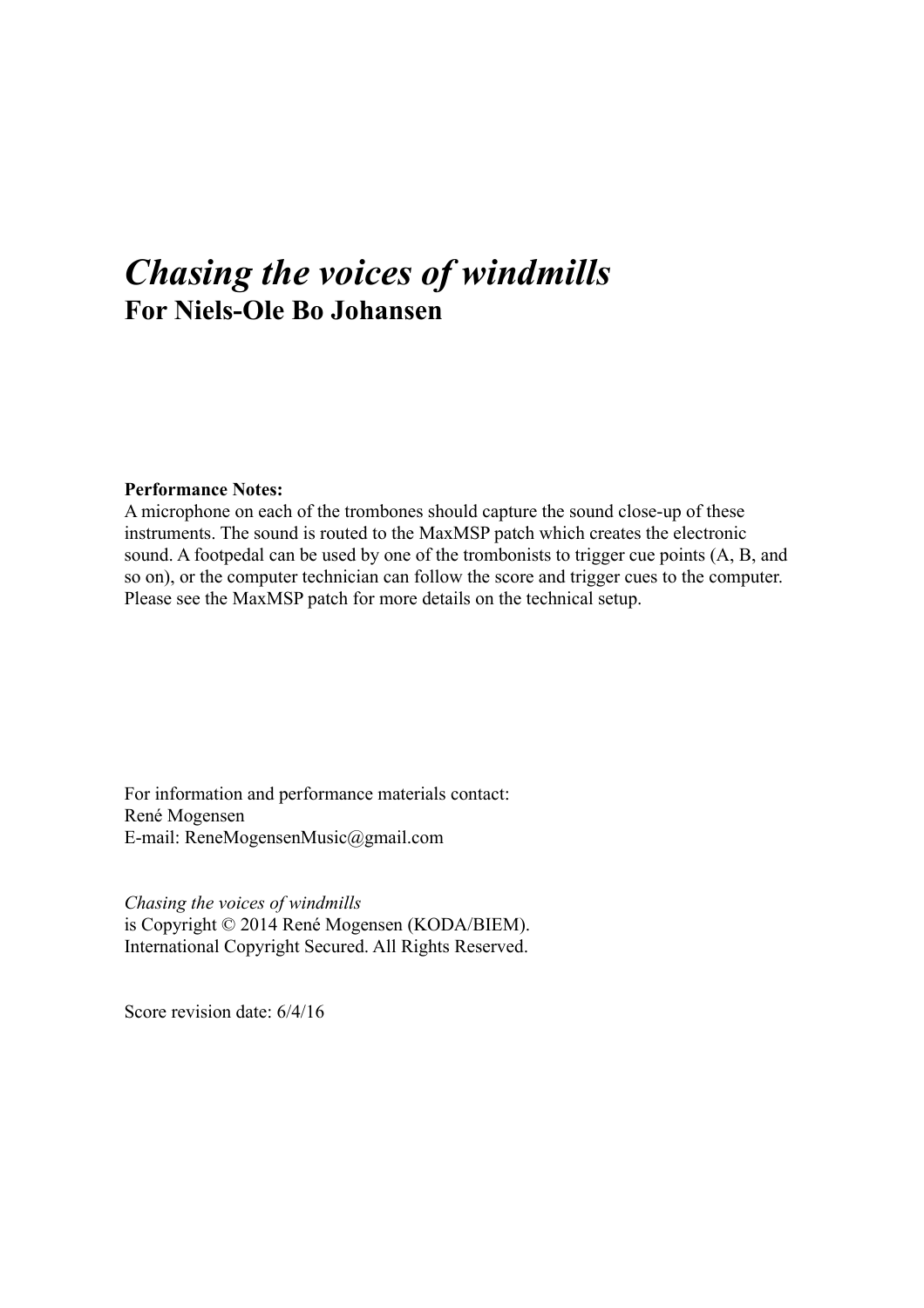# *Chasing the voices of windmills*

## For Niels-Ole Bo Johansen

**Performance Notes:**
A microphone on each of the trombones should capture the sound close-up of these instruments. The sound is routed to the MaxMSP patch which creates the electronic sound. A footpedal can be used by one of the trombonists to trigger cue points (A, B, and so on), or the computer technician can follow the score and trigger cues to the computer. Please see the MaxMSP patch for more details on the technical setup.

For information and performance materials contact:
René Mogensen
E-mail: ReneMogensenMusic@gmail.com

*Chasing the voices of windmills*
is Copyright © 2014 René Mogensen (KODA/BIEM).
International Copyright Secured. All Rights Reserved.

Score revision date: 6/4/16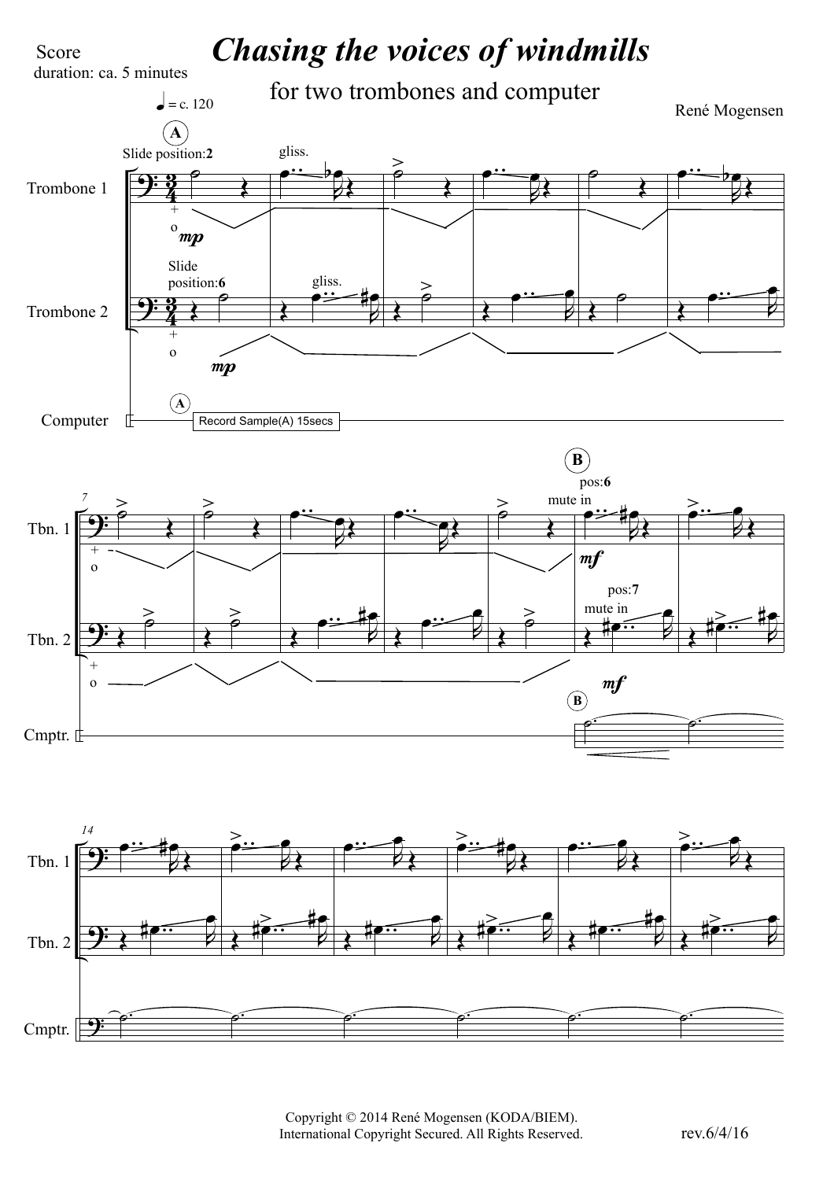Score
duration: ca. 5 minutes

# *Chasing the voices of windmills*

for two trombones and computer

René Mogensen

Copyright © 2014 René Mogensen (KODA/BIEM).
International Copyright Secured. All Rights Reserved.

rev.6/4/16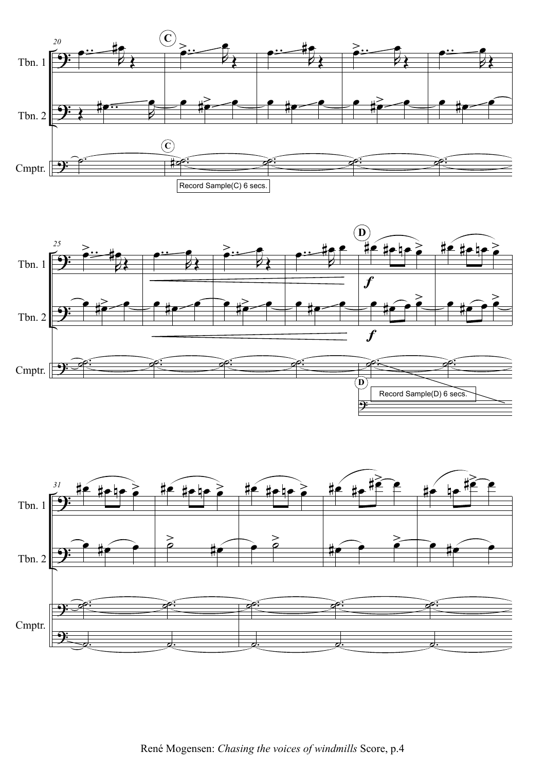Record Sample(C) 6 secs.

Record Sample(D) 6 secs.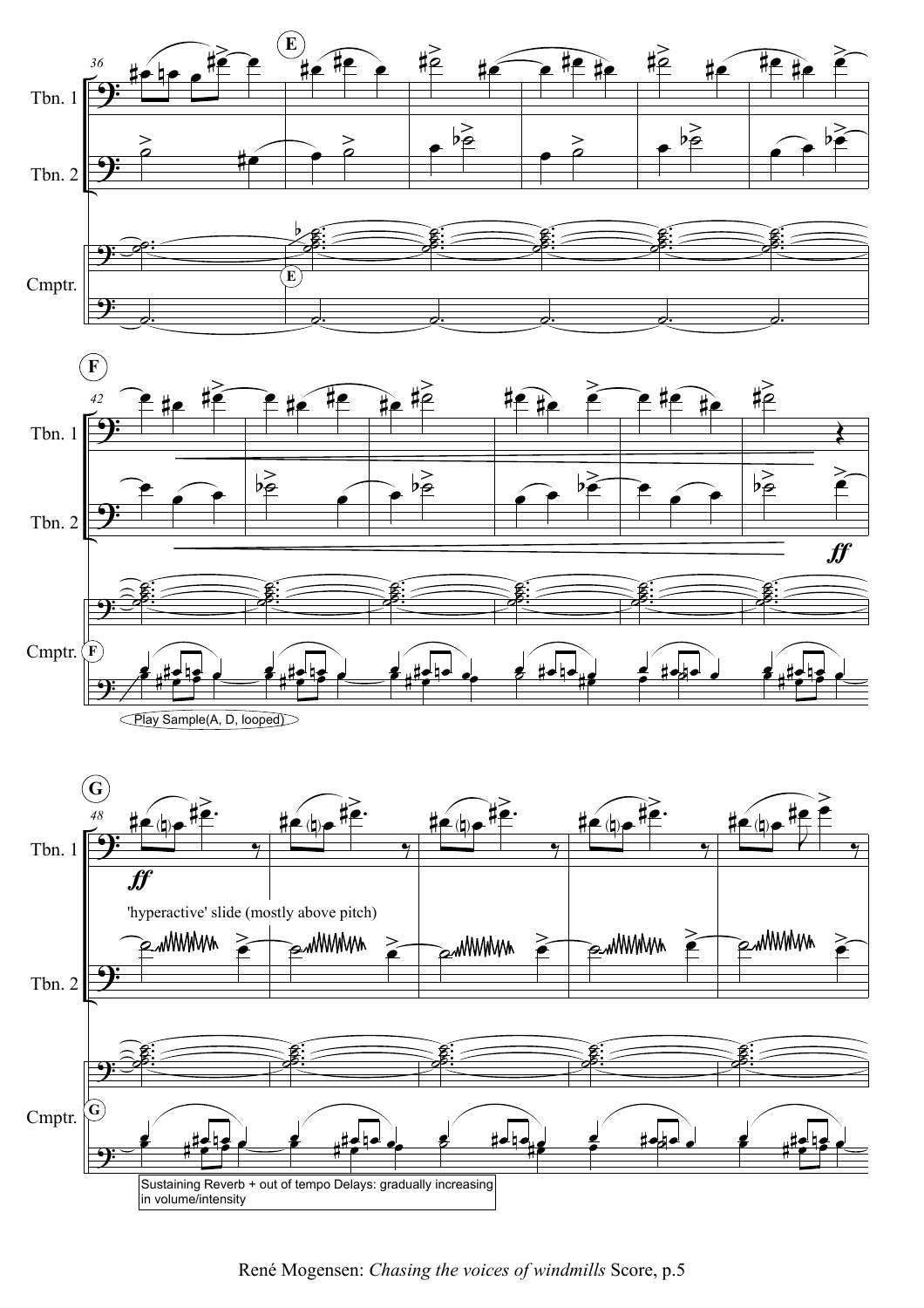Play Sample(A, D, looped)

'hyperactive' slide (mostly above pitch)

Sustaining Reverb + out of tempo Delays: gradually increasing in volume/intensity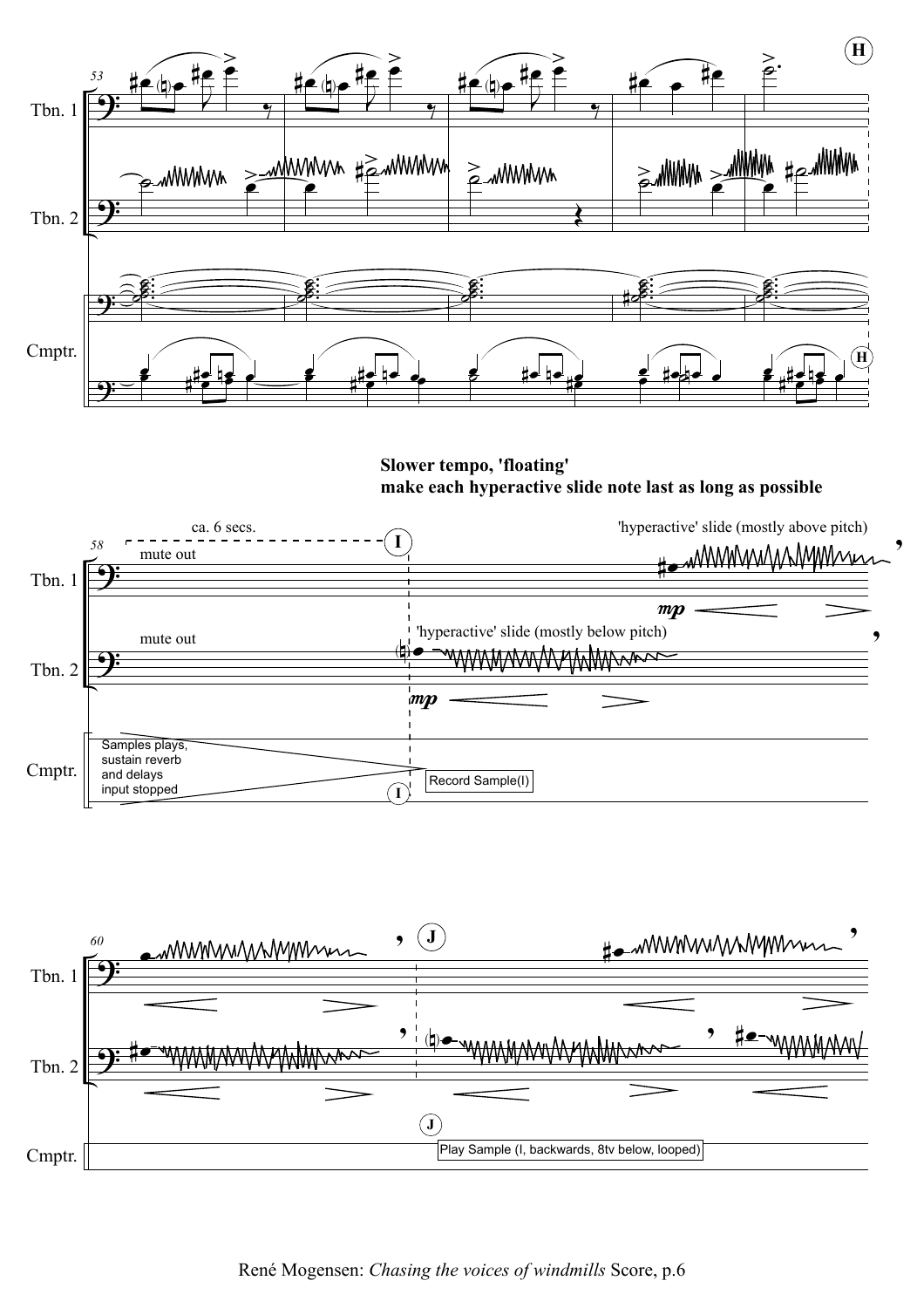**Slower tempo, 'floating'**
**make each hyperactive slide note last as long as possible**

ca. 6 secs.

mute out

'hyperactive' slide (mostly above pitch)

mute out

'hyperactive' slide (mostly below pitch)

Samples plays, sustain reverb and delays input stopped

Record Sample(I)

Play Sample (I, backwards, 8tv below, looped)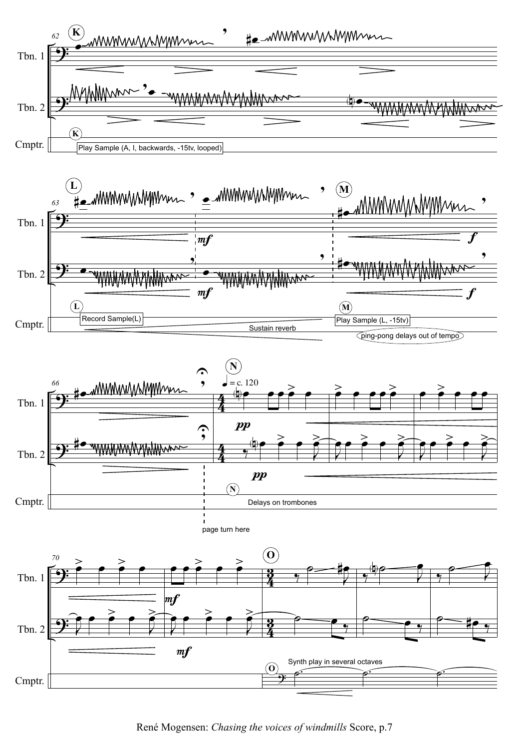**K**

Play Sample (A, I, backwards, -15tv, looped)

**L**

Record Sample(L)

Sustain reverb

**M**

Play Sample (L, -15tv)

ping-pong delays out of tempo

page turn here

**N** ♩ = c. 120

Delays on trombones

**O**

Synth play in several octaves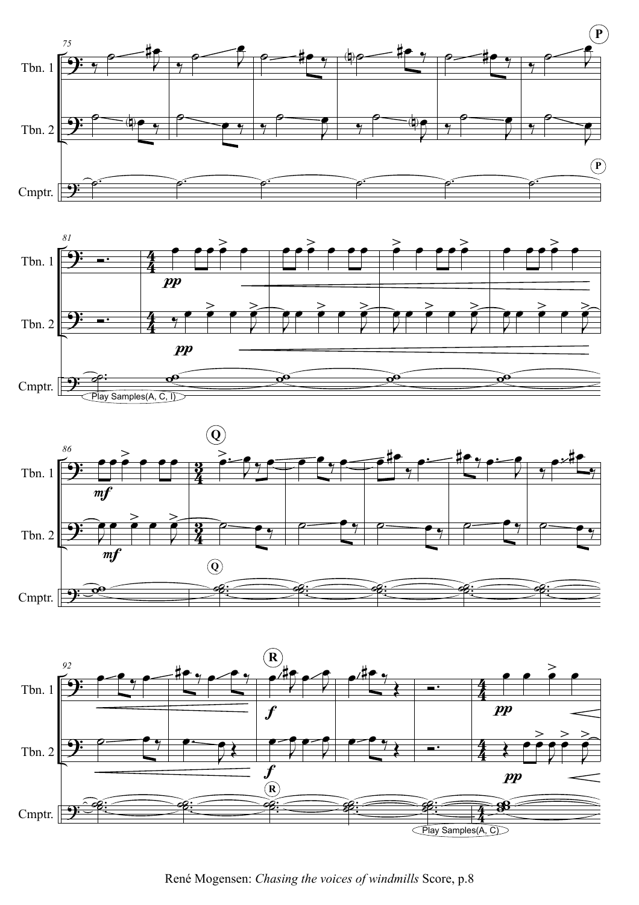Tbn. 1

Tbn. 2

Cmptr.

Play Samples(A, C, I)

Play Samples(A, C)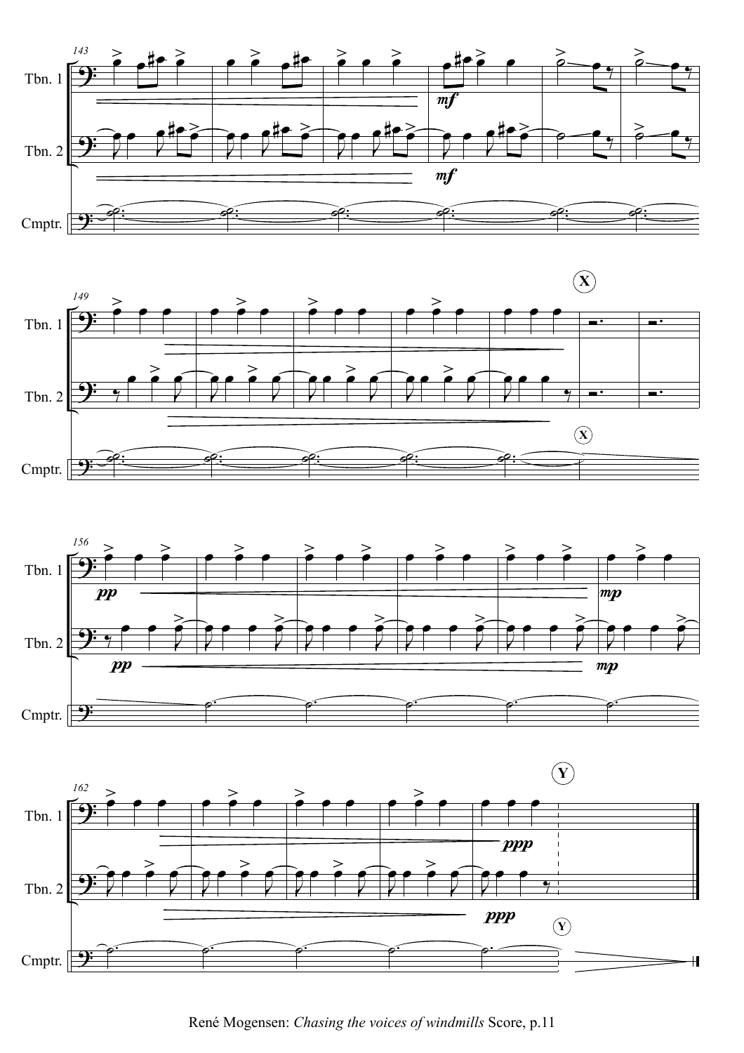143

Tbn. 1

Tbn. 2

Cmptr.

*mf*

*mf*

149

X

Tbn. 1

Tbn. 2

Cmptr.

X

156

Tbn. 1

Tbn. 2

Cmptr.

*pp*

*mp*

*pp*

*mp*

162

Y

Tbn. 1

Tbn. 2

Cmptr.

*ppp*

*ppp*

Y